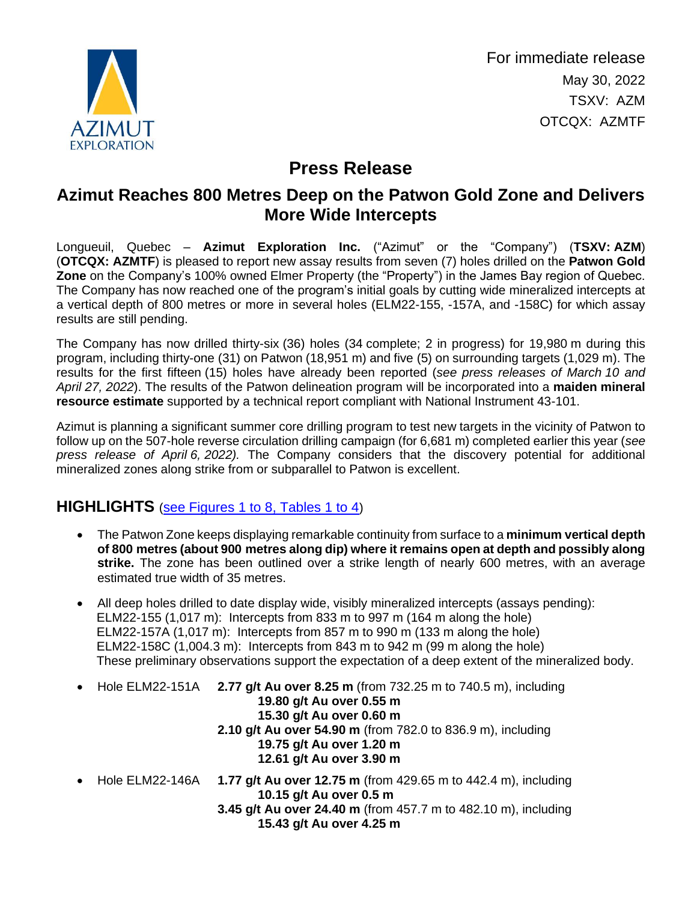AZIMUT EXPLORATION

For immediate release
May 30, 2022
TSXV: AZM
OTCQX: AZMTF

# Press Release

## Azimut Reaches 800 Metres Deep on the Patwon Gold Zone and Delivers More Wide Intercepts

Longueuil, Quebec – **Azimut Exploration Inc.** ("Azimut" or the "Company") (**TSXV: AZM**) (**OTCQX: AZMTF**) is pleased to report new assay results from seven (7) holes drilled on the **Patwon Gold Zone** on the Company's 100% owned Elmer Property (the "Property") in the James Bay region of Quebec. The Company has now reached one of the program's initial goals by cutting wide mineralized intercepts at a vertical depth of 800 metres or more in several holes (ELM22-155, -157A, and -158C) for which assay results are still pending.

The Company has now drilled thirty-six (36) holes (34 complete; 2 in progress) for 19,980 m during this program, including thirty-one (31) on Patwon (18,951 m) and five (5) on surrounding targets (1,029 m). The results for the first fifteen (15) holes have already been reported (*see press releases of March 10 and April 27, 2022*). The results of the Patwon delineation program will be incorporated into a **maiden mineral resource estimate** supported by a technical report compliant with National Instrument 43-101.

Azimut is planning a significant summer core drilling program to test new targets in the vicinity of Patwon to follow up on the 507-hole reverse circulation drilling campaign (for 6,681 m) completed earlier this year (*see press release of April 6, 2022).* The Company considers that the discovery potential for additional mineralized zones along strike from or subparallel to Patwon is excellent.

## HIGHLIGHTS (see Figures 1 to 8, Tables 1 to 4)

- The Patwon Zone keeps displaying remarkable continuity from surface to a **minimum vertical depth of 800 metres (about 900 metres along dip) where it remains open at depth and possibly along strike.** The zone has been outlined over a strike length of nearly 600 metres, with an average estimated true width of 35 metres.

- All deep holes drilled to date display wide, visibly mineralized intercepts (assays pending):
  ELM22-155 (1,017 m): Intercepts from 833 m to 997 m (164 m along the hole)
  ELM22-157A (1,017 m): Intercepts from 857 m to 990 m (133 m along the hole)
  ELM22-158C (1,004.3 m): Intercepts from 843 m to 942 m (99 m along the hole)
  These preliminary observations support the expectation of a deep extent of the mineralized body.

- Hole ELM22-151A **2.77 g/t Au over 8.25 m** (from 732.25 m to 740.5 m), including
  **19.80 g/t Au over 0.55 m**
  **15.30 g/t Au over 0.60 m**
  **2.10 g/t Au over 54.90 m** (from 782.0 to 836.9 m), including
  **19.75 g/t Au over 1.20 m**
  **12.61 g/t Au over 3.90 m**

- Hole ELM22-146A **1.77 g/t Au over 12.75 m** (from 429.65 m to 442.4 m), including
  **10.15 g/t Au over 0.5 m**
  **3.45 g/t Au over 24.40 m** (from 457.7 m to 482.10 m), including
  **15.43 g/t Au over 4.25 m**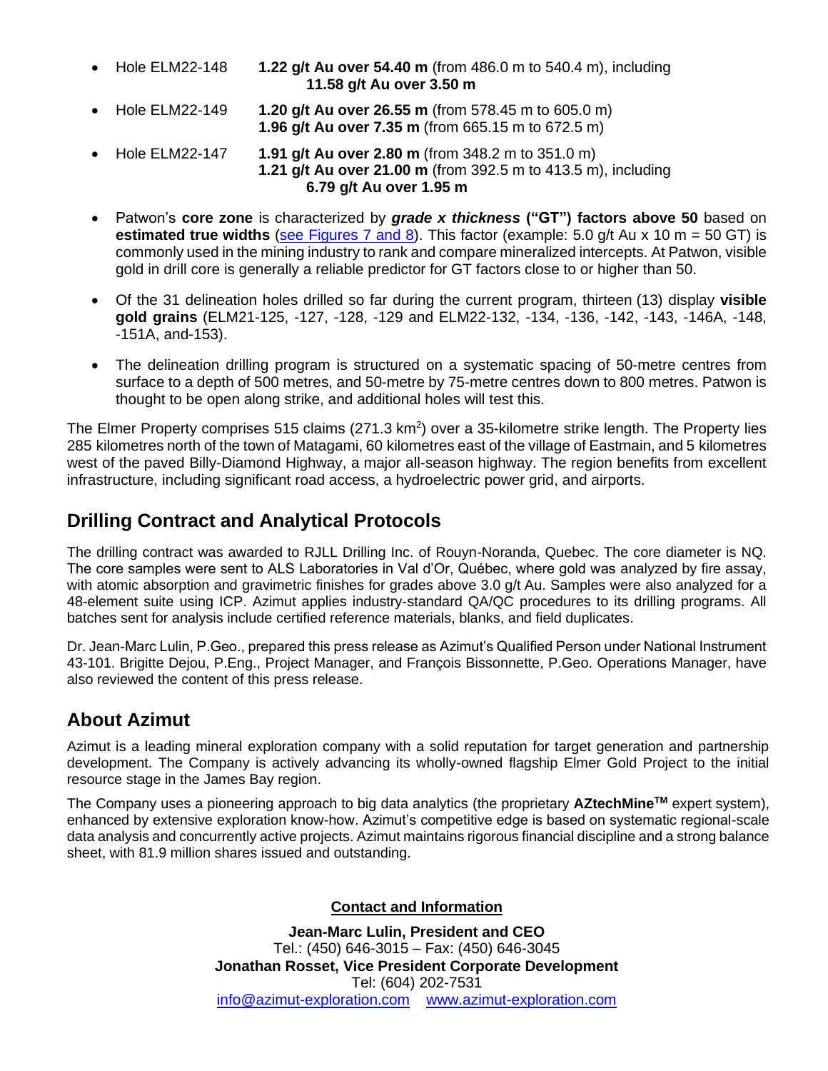- Hole ELM22-148 **1.22 g/t Au over 54.40 m** (from 486.0 m to 540.4 m), including
  **11.58 g/t Au over 3.50 m**
- Hole ELM22-149 **1.20 g/t Au over 26.55 m** (from 578.45 m to 605.0 m)
  **1.96 g/t Au over 7.35 m** (from 665.15 m to 672.5 m)
- Hole ELM22-147 **1.91 g/t Au over 2.80 m** (from 348.2 m to 351.0 m)
  **1.21 g/t Au over 21.00 m** (from 392.5 m to 413.5 m), including
  **6.79 g/t Au over 1.95 m**

- Patwon's **core zone** is characterized by ***grade x thickness*** **("GT") factors above 50** based on **estimated true widths** (see Figures 7 and 8). This factor (example: 5.0 g/t Au x 10 m = 50 GT) is commonly used in the mining industry to rank and compare mineralized intercepts. At Patwon, visible gold in drill core is generally a reliable predictor for GT factors close to or higher than 50.
- Of the 31 delineation holes drilled so far during the current program, thirteen (13) display **visible gold grains** (ELM21-125, -127, -128, -129 and ELM22-132, -134, -136, -142, -143, -146A, -148, -151A, and-153).
- The delineation drilling program is structured on a systematic spacing of 50-metre centres from surface to a depth of 500 metres, and 50-metre by 75-metre centres down to 800 metres. Patwon is thought to be open along strike, and additional holes will test this.

The Elmer Property comprises 515 claims (271.3 km$^2$) over a 35-kilometre strike length. The Property lies 285 kilometres north of the town of Matagami, 60 kilometres east of the village of Eastmain, and 5 kilometres west of the paved Billy-Diamond Highway, a major all-season highway. The region benefits from excellent infrastructure, including significant road access, a hydroelectric power grid, and airports.

## Drilling Contract and Analytical Protocols

The drilling contract was awarded to RJLL Drilling Inc. of Rouyn-Noranda, Quebec. The core diameter is NQ. The core samples were sent to ALS Laboratories in Val d'Or, Québec, where gold was analyzed by fire assay, with atomic absorption and gravimetric finishes for grades above 3.0 g/t Au. Samples were also analyzed for a 48-element suite using ICP. Azimut applies industry-standard QA/QC procedures to its drilling programs. All batches sent for analysis include certified reference materials, blanks, and field duplicates.

Dr. Jean-Marc Lulin, P.Geo., prepared this press release as Azimut's Qualified Person under National Instrument 43-101. Brigitte Dejou, P.Eng., Project Manager, and François Bissonnette, P.Geo. Operations Manager, have also reviewed the content of this press release.

## About Azimut

Azimut is a leading mineral exploration company with a solid reputation for target generation and partnership development. The Company is actively advancing its wholly-owned flagship Elmer Gold Project to the initial resource stage in the James Bay region.

The Company uses a pioneering approach to big data analytics (the proprietary **AZtechMine™** expert system), enhanced by extensive exploration know-how. Azimut's competitive edge is based on systematic regional-scale data analysis and concurrently active projects. Azimut maintains rigorous financial discipline and a strong balance sheet, with 81.9 million shares issued and outstanding.

**Contact and Information**

**Jean-Marc Lulin, President and CEO**
Tel.: (450) 646-3015 – Fax: (450) 646-3045
**Jonathan Rosset, Vice President Corporate Development**
Tel: (604) 202-7531
info@azimut-exploration.com www.azimut-exploration.com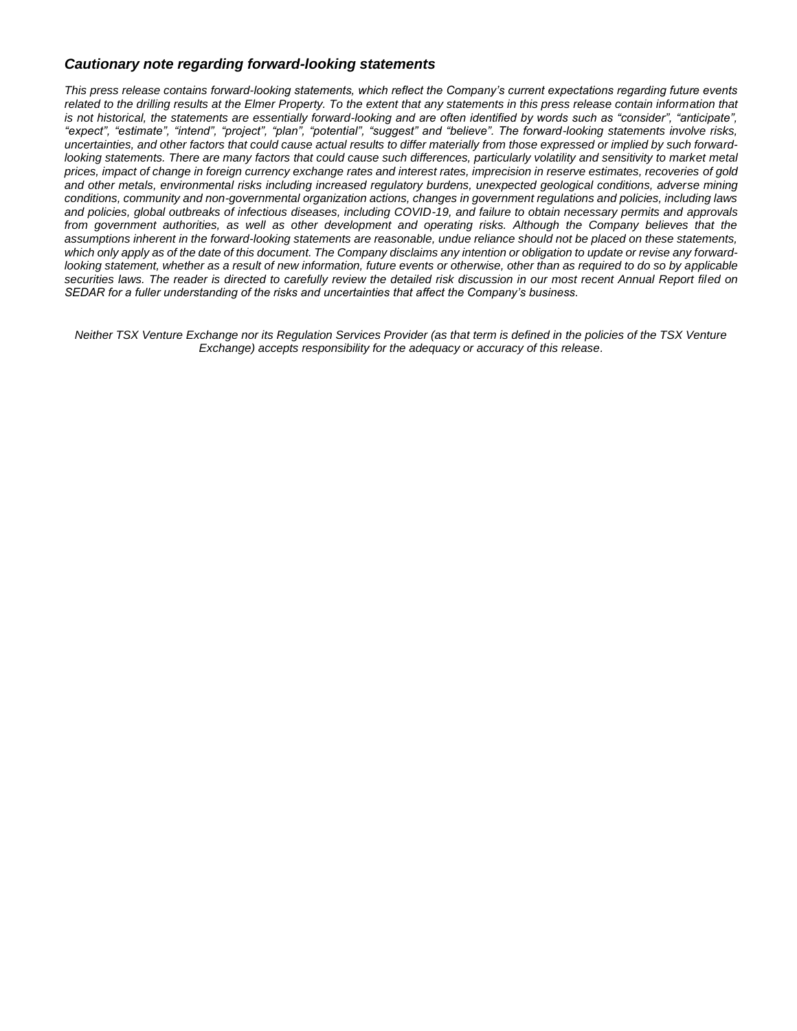## *Cautionary note regarding forward-looking statements*

*This press release contains forward-looking statements, which reflect the Company's current expectations regarding future events related to the drilling results at the Elmer Property. To the extent that any statements in this press release contain information that is not historical, the statements are essentially forward-looking and are often identified by words such as "consider", "anticipate", "expect", "estimate", "intend", "project", "plan", "potential", "suggest" and "believe". The forward-looking statements involve risks, uncertainties, and other factors that could cause actual results to differ materially from those expressed or implied by such forward-looking statements. There are many factors that could cause such differences, particularly volatility and sensitivity to market metal prices, impact of change in foreign currency exchange rates and interest rates, imprecision in reserve estimates, recoveries of gold and other metals, environmental risks including increased regulatory burdens, unexpected geological conditions, adverse mining conditions, community and non-governmental organization actions, changes in government regulations and policies, including laws and policies, global outbreaks of infectious diseases, including COVID-19, and failure to obtain necessary permits and approvals from government authorities, as well as other development and operating risks. Although the Company believes that the assumptions inherent in the forward-looking statements are reasonable, undue reliance should not be placed on these statements, which only apply as of the date of this document. The Company disclaims any intention or obligation to update or revise any forward-looking statement, whether as a result of new information, future events or otherwise, other than as required to do so by applicable securities laws. The reader is directed to carefully review the detailed risk discussion in our most recent Annual Report filed on SEDAR for a fuller understanding of the risks and uncertainties that affect the Company's business.*

*Neither TSX Venture Exchange nor its Regulation Services Provider (as that term is defined in the policies of the TSX Venture Exchange) accepts responsibility for the adequacy or accuracy of this release.*